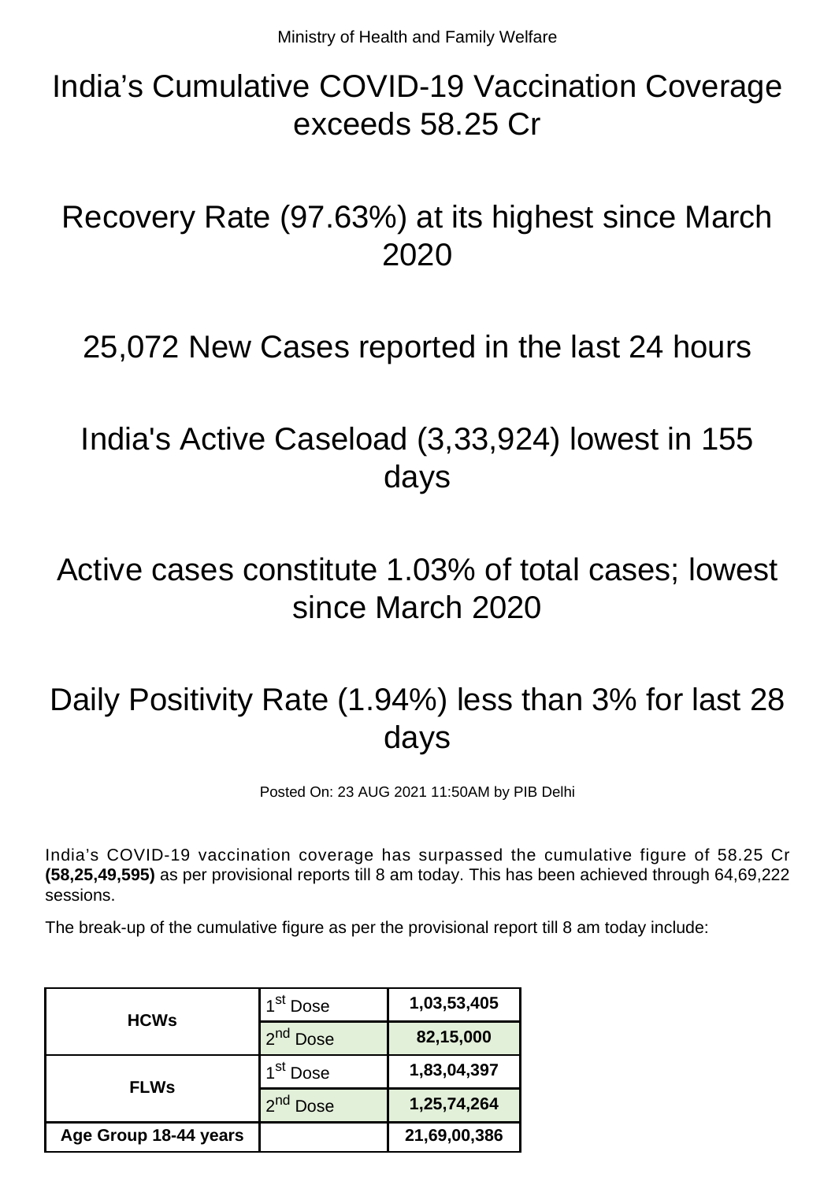Ministry of Health and Family Welfare

# India's Cumulative COVID-19 Vaccination Coverage exceeds 58.25 Cr

# Recovery Rate (97.63%) at its highest since March 2020

# 25,072 New Cases reported in the last 24 hours

# India's Active Caseload (3,33,924) lowest in 155 days

# Active cases constitute 1.03% of total cases; lowest since March 2020

# Daily Positivity Rate (1.94%) less than 3% for last 28 days

Posted On: 23 AUG 2021 11:50AM by PIB Delhi

India's COVID-19 vaccination coverage has surpassed the cumulative figure of 58.25 Cr **(58,25,49,595)** as per provisional reports till 8 am today. This has been achieved through 64,69,222 sessions.

The break-up of the cumulative figure as per the provisional report till 8 am today include:

| | | |
|---|---|---|
| **HCWs** | 1st Dose | **1,03,53,405** |
| | 2nd Dose | **82,15,000** |
| **FLWs** | 1st Dose | **1,83,04,397** |
| | 2nd Dose | **1,25,74,264** |
| **Age Group 18-44 years** | | **21,69,00,386** |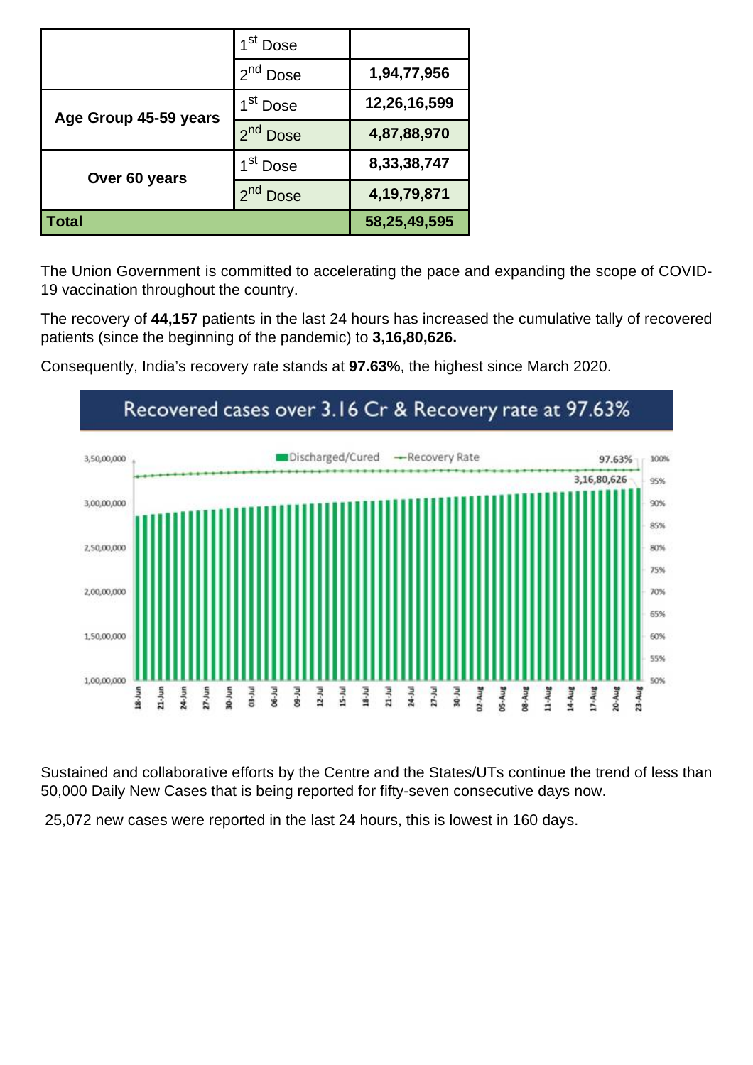| | 1st Dose | |
|---|---|---|
| | 2nd Dose | **1,94,77,956** |
| **Age Group 45-59 years** | 1st Dose | **12,26,16,599** |
| | 2nd Dose | **4,87,88,970** |
| **Over 60 years** | 1st Dose | **8,33,38,747** |
| | 2nd Dose | **4,19,79,871** |
| **Total** | | **58,25,49,595** |

The Union Government is committed to accelerating the pace and expanding the scope of COVID-19 vaccination throughout the country.

The recovery of **44,157** patients in the last 24 hours has increased the cumulative tally of recovered patients (since the beginning of the pandemic) to **3,16,80,626.**

Consequently, India's recovery rate stands at **97.63%**, the highest since March 2020.

Recovered cases over 3.16 Cr & Recovery rate at 97.63%

Sustained and collaborative efforts by the Centre and the States/UTs continue the trend of less than 50,000 Daily New Cases that is being reported for fifty-seven consecutive days now.

25,072 new cases were reported in the last 24 hours, this is lowest in 160 days.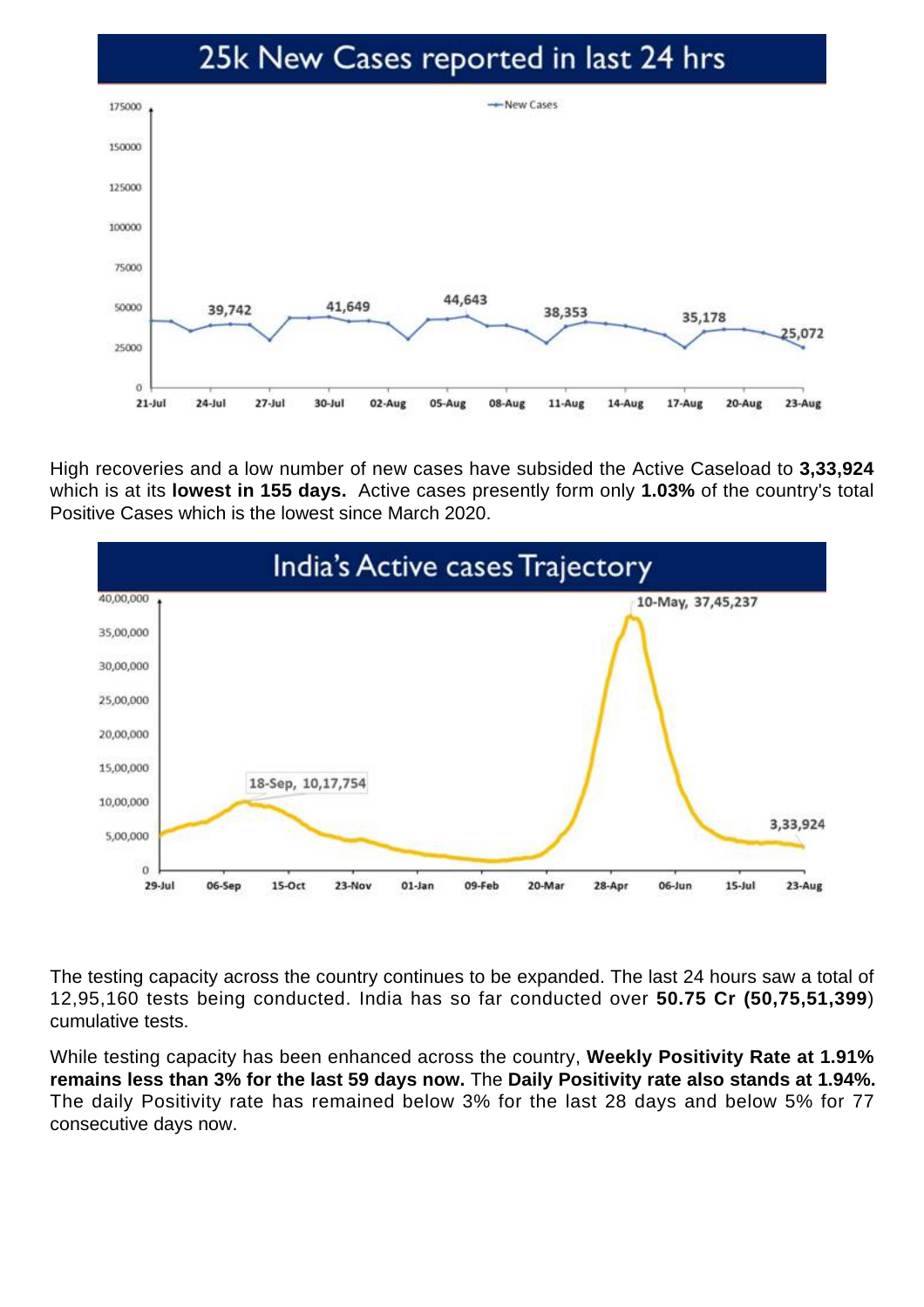## 25k New Cases reported in last 24 hrs

High recoveries and a low number of new cases have subsided the Active Caseload to **3,33,924** which is at its **lowest in 155 days.** Active cases presently form only **1.03%** of the country's total Positive Cases which is the lowest since March 2020.

## India's Active cases Trajectory

The testing capacity across the country continues to be expanded. The last 24 hours saw a total of 12,95,160 tests being conducted. India has so far conducted over **50.75 Cr (50,75,51,399**) cumulative tests.

While testing capacity has been enhanced across the country, **Weekly Positivity Rate at 1.91% remains less than 3% for the last 59 days now.** The **Daily Positivity rate also stands at 1.94%.** The daily Positivity rate has remained below 3% for the last 28 days and below 5% for 77 consecutive days now.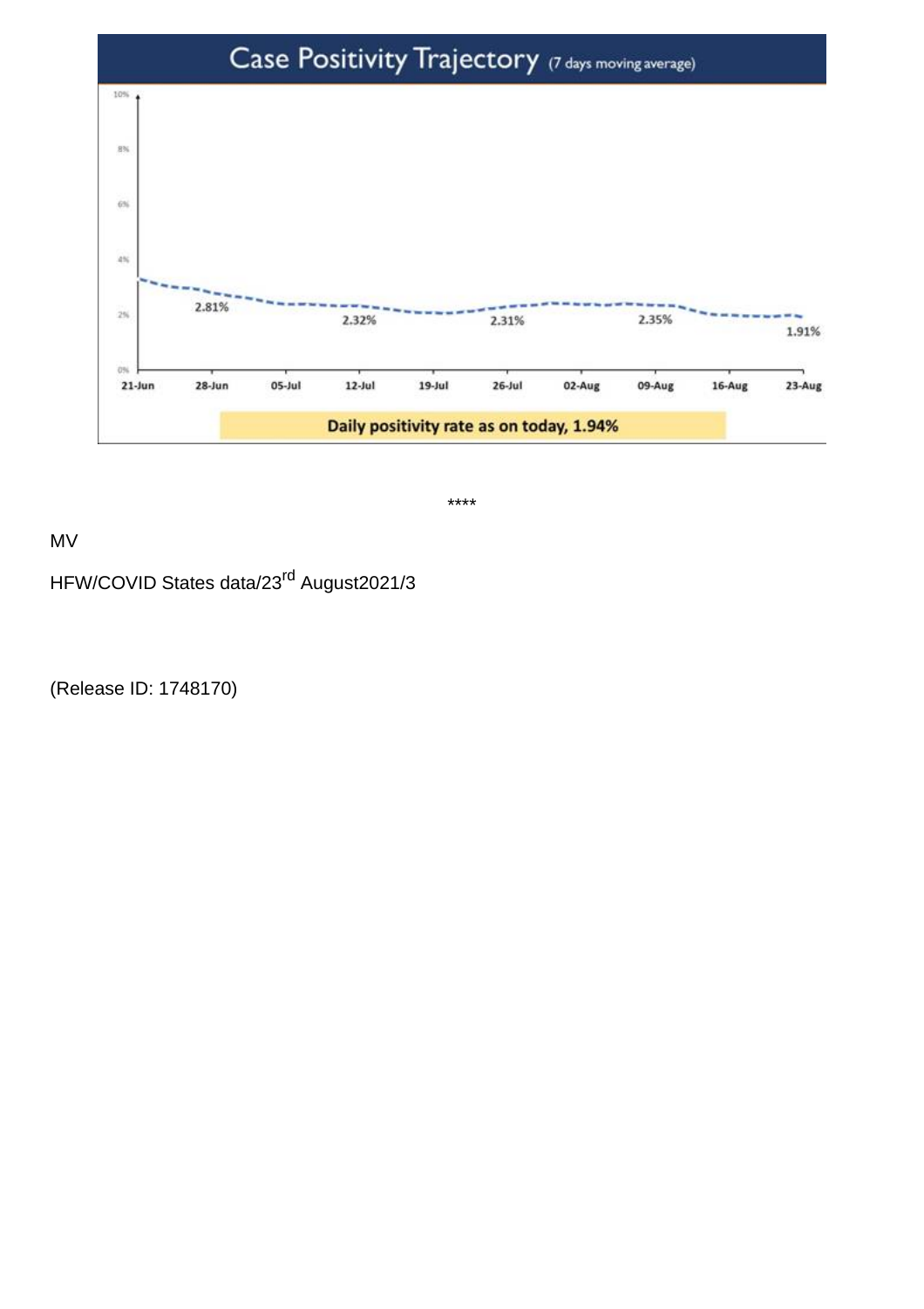Case Positivity Trajectory (7 days moving average)

10%
8%
6%
4%
2%
0%

2.81%
2.32%
2.31%
2.35%
1.91%

21-Jun
28-Jun
05-Jul
12-Jul
19-Jul
26-Jul
02-Aug
09-Aug
16-Aug
23-Aug

Daily positivity rate as on today, 1.94%

****

MV

HFW/COVID States data/23rd August2021/3

(Release ID: 1748170)